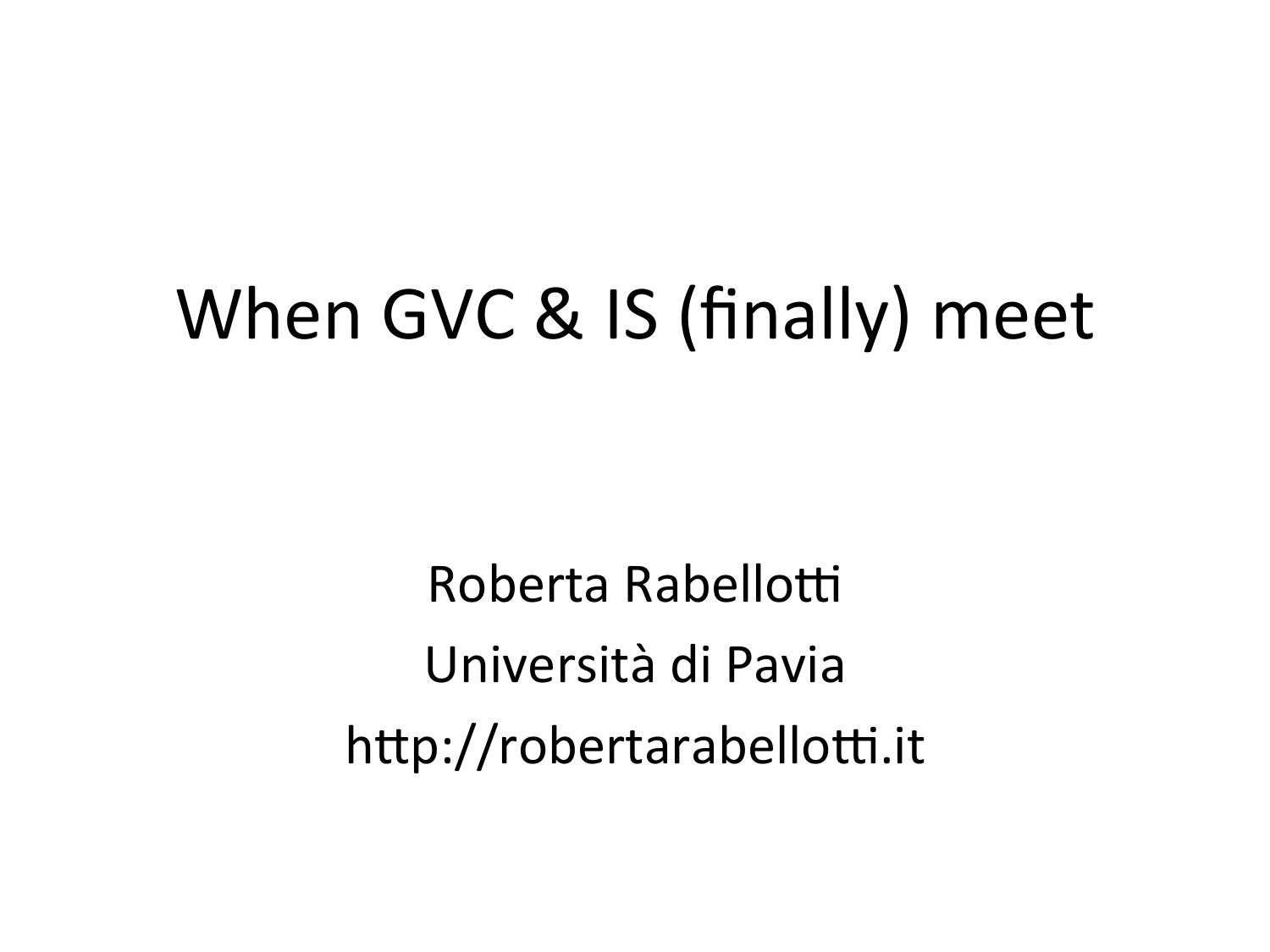# When GVC & IS (finally) meet

Roberta Rabellotti

Università di Pavia

http://robertarabellotti.it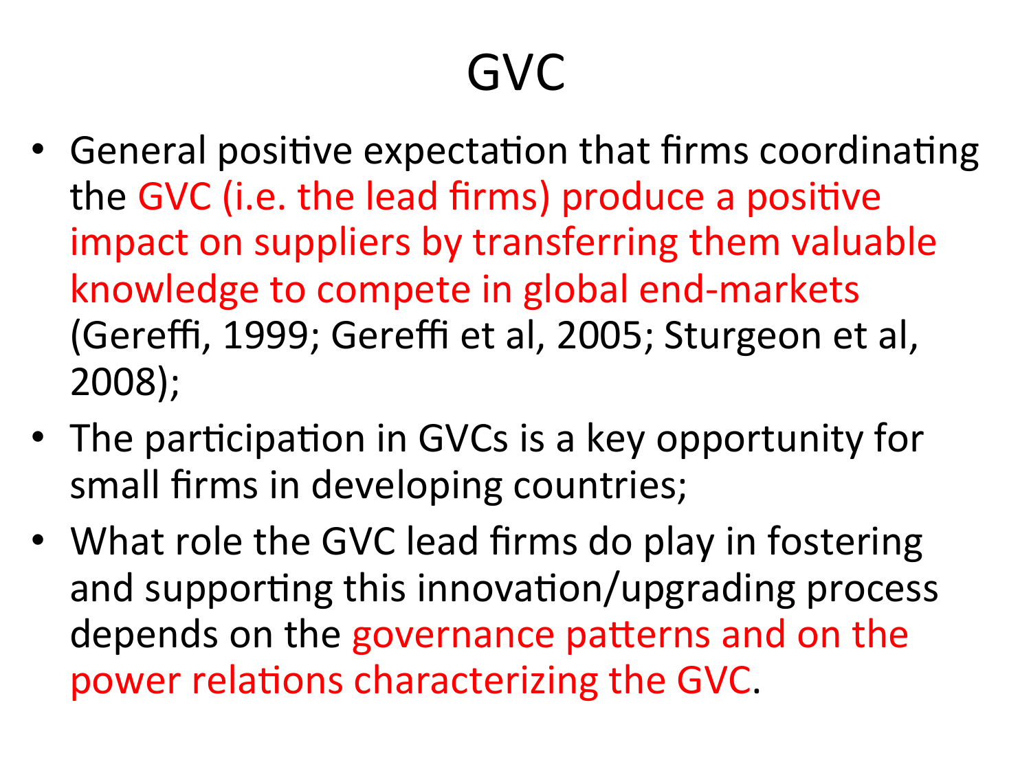# GVC

- General positive expectation that firms coordinating the GVC (i.e. the lead firms) produce a positive impact on suppliers by transferring them valuable knowledge to compete in global end-markets (Gereffi, 1999; Gereffi et al, 2005; Sturgeon et al, 2008);
- The participation in GVCs is a key opportunity for small firms in developing countries;
- What role the GVC lead firms do play in fostering and supporting this innovation/upgrading process depends on the governance patterns and on the power relations characterizing the GVC.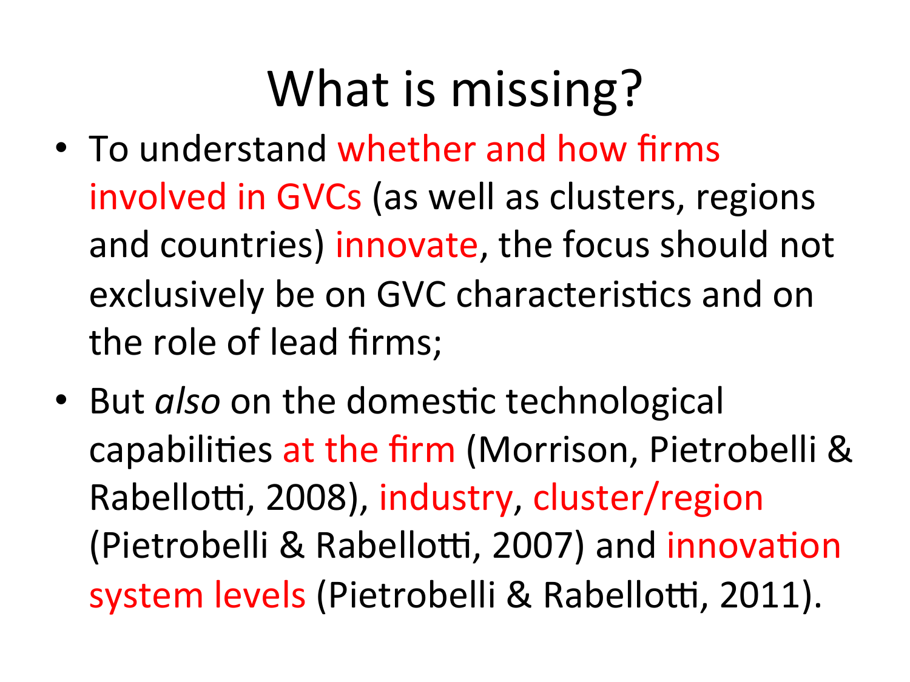# What is missing?

- To understand whether and how firms involved in GVCs (as well as clusters, regions and countries) innovate, the focus should not exclusively be on GVC characteristics and on the role of lead firms;
- But *also* on the domestic technological capabilities at the firm (Morrison, Pietrobelli & Rabellotti, 2008), industry, cluster/region (Pietrobelli & Rabellotti, 2007) and innovation system levels (Pietrobelli & Rabellotti, 2011).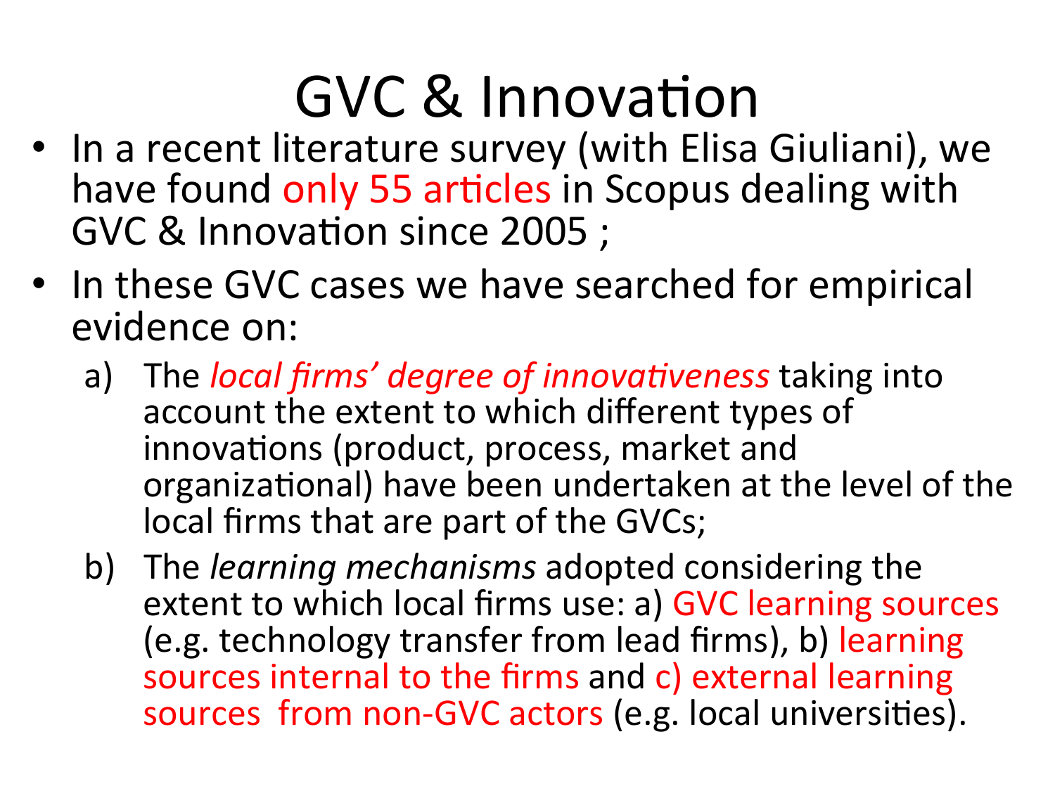# GVC & Innovation

- In a recent literature survey (with Elisa Giuliani), we have found only 55 articles in Scopus dealing with GVC & Innovation since 2005 ;
- In these GVC cases we have searched for empirical evidence on:
  a) The *local firms' degree of innovativeness* taking into account the extent to which different types of innovations (product, process, market and organizational) have been undertaken at the level of the local firms that are part of the GVCs;
  b) The *learning mechanisms* adopted considering the extent to which local firms use: a) GVC learning sources (e.g. technology transfer from lead firms), b) learning sources internal to the firms and c) external learning sources from non-GVC actors (e.g. local universities).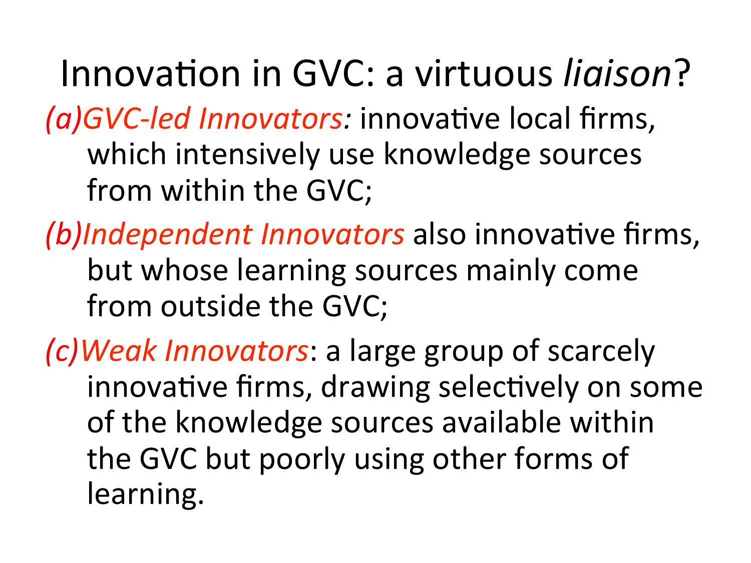# Innovation in GVC: a virtuous *liaison*?

- *(a)GVC-led Innovators:* innovative local firms, which intensively use knowledge sources from within the GVC;
- *(b)Independent Innovators* also innovative firms, but whose learning sources mainly come from outside the GVC;
- *(c)Weak Innovators*: a large group of scarcely innovative firms, drawing selectively on some of the knowledge sources available within the GVC but poorly using other forms of learning.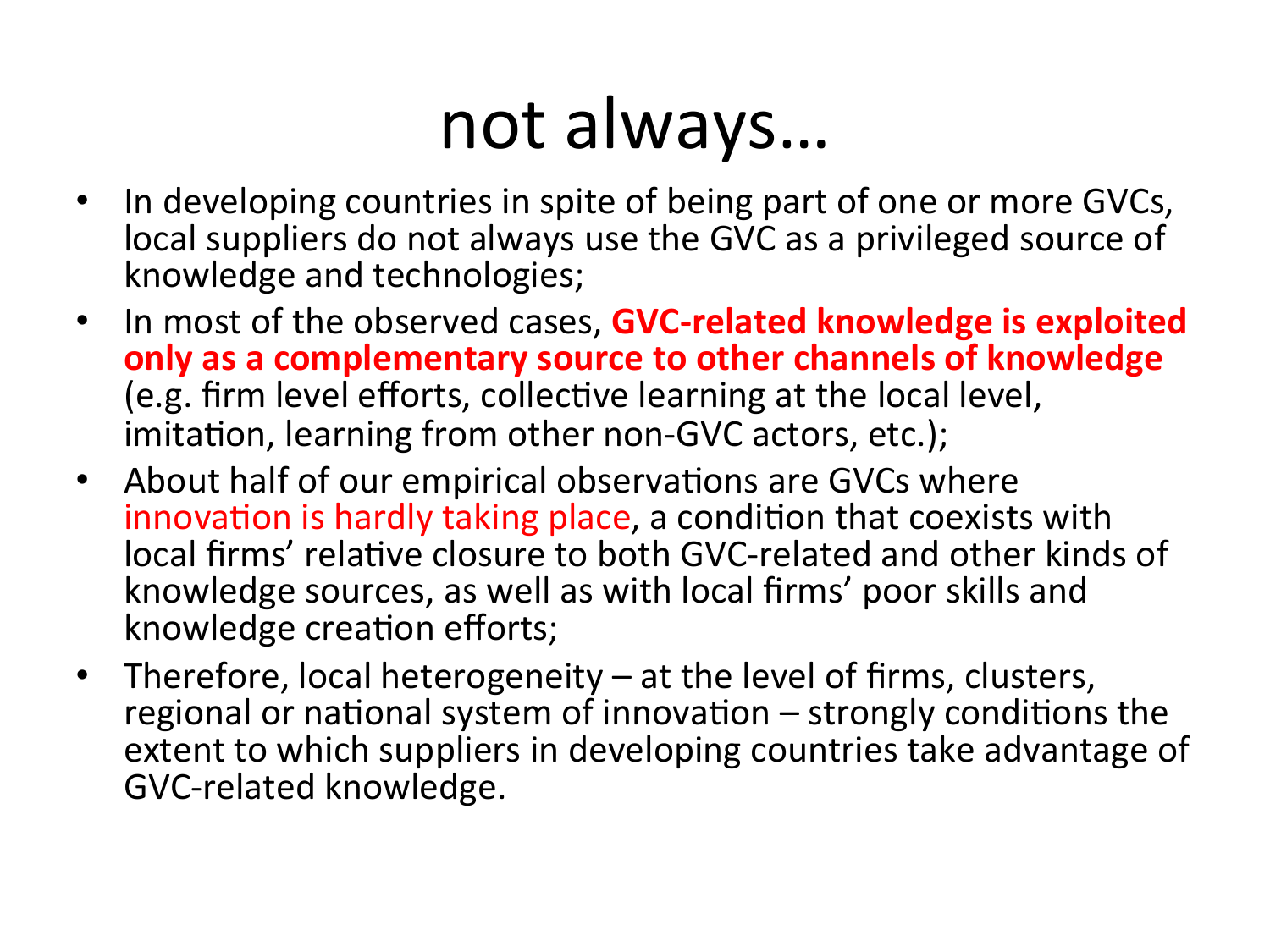# not always…

- In developing countries in spite of being part of one or more GVCs, local suppliers do not always use the GVC as a privileged source of knowledge and technologies;
- In most of the observed cases, **GVC-related knowledge is exploited only as a complementary source to other channels of knowledge** (e.g. firm level efforts, collective learning at the local level, imitation, learning from other non-GVC actors, etc.);
- About half of our empirical observations are GVCs where innovation is hardly taking place, a condition that coexists with local firms' relative closure to both GVC-related and other kinds of knowledge sources, as well as with local firms' poor skills and knowledge creation efforts;
- Therefore, local heterogeneity – at the level of firms, clusters, regional or national system of innovation – strongly conditions the extent to which suppliers in developing countries take advantage of GVC-related knowledge.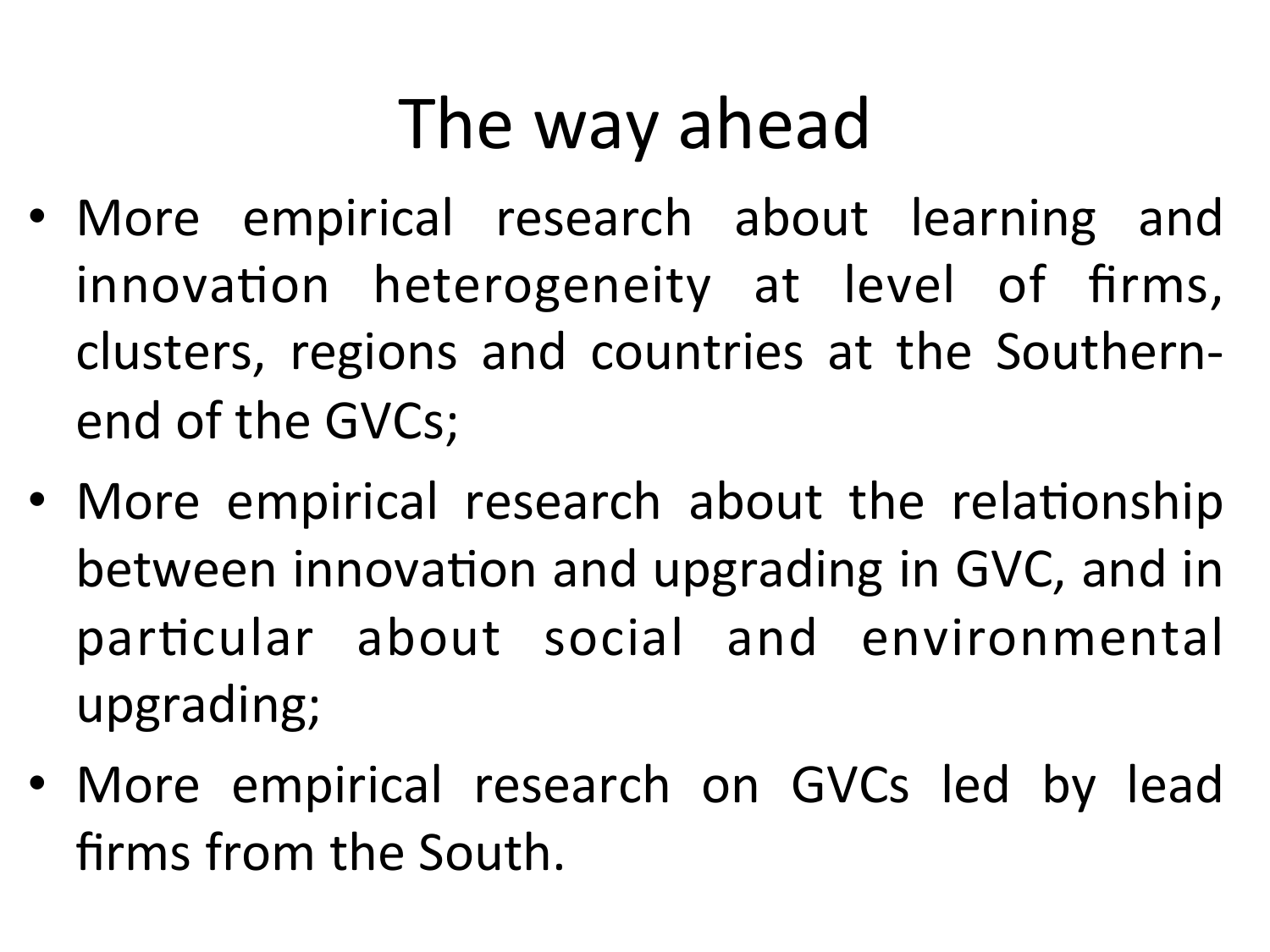# The way ahead

- More empirical research about learning and innovation heterogeneity at level of firms, clusters, regions and countries at the Southern-end of the GVCs;
- More empirical research about the relationship between innovation and upgrading in GVC, and in particular about social and environmental upgrading;
- More empirical research on GVCs led by lead firms from the South.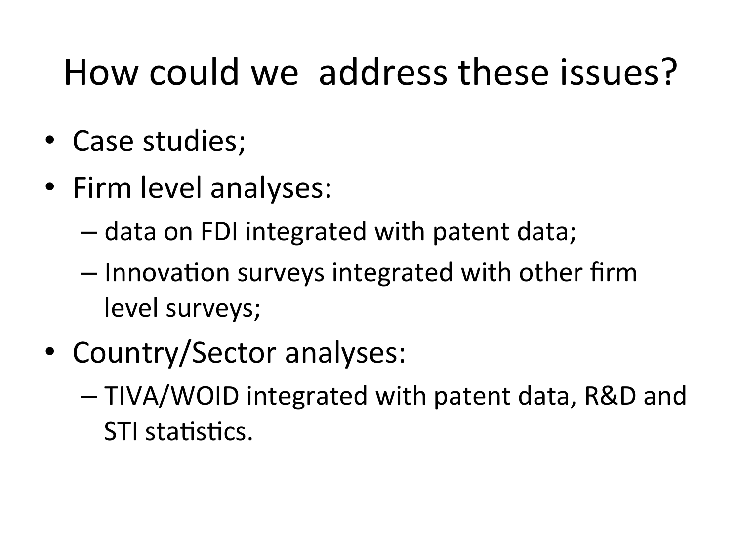# How could we address these issues?

- Case studies;
- Firm level analyses:
  - data on FDI integrated with patent data;
  - Innovation surveys integrated with other firm level surveys;
- Country/Sector analyses:
  - TIVA/WOID integrated with patent data, R&D and STI statistics.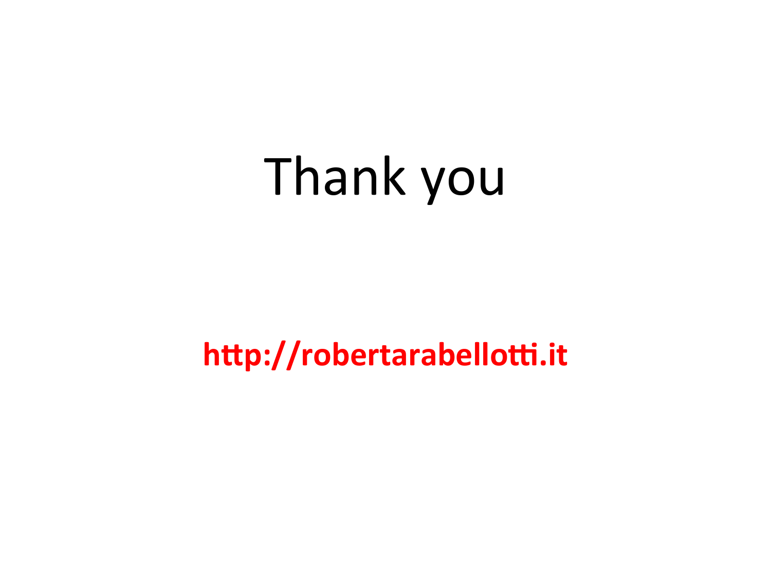# Thank you

**http://robertarabellotti.it**